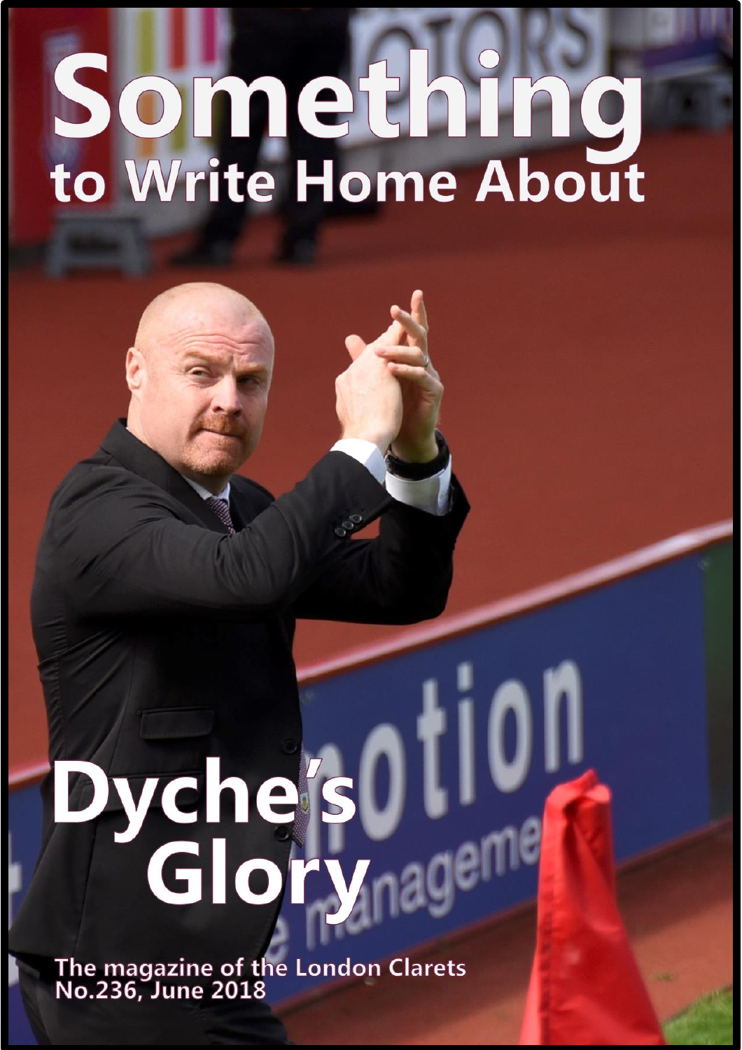# Something to Write Home About

# Dyche's Glory

The magazine of the London Clarets
No.236, June 2018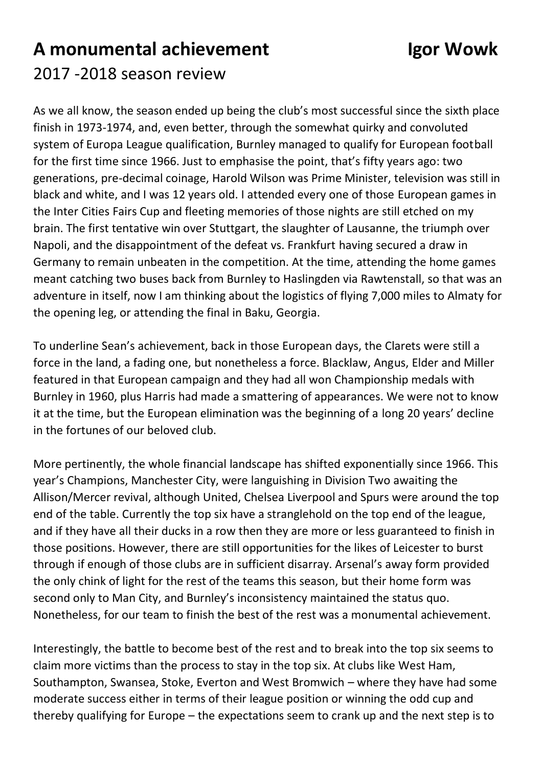# A monumental achievement **Igor Wowk**

## 2017 -2018 season review

As we all know, the season ended up being the club's most successful since the sixth place finish in 1973-1974, and, even better, through the somewhat quirky and convoluted system of Europa League qualification, Burnley managed to qualify for European football for the first time since 1966. Just to emphasise the point, that's fifty years ago: two generations, pre-decimal coinage, Harold Wilson was Prime Minister, television was still in black and white, and I was 12 years old. I attended every one of those European games in the Inter Cities Fairs Cup and fleeting memories of those nights are still etched on my brain. The first tentative win over Stuttgart, the slaughter of Lausanne, the triumph over Napoli, and the disappointment of the defeat vs. Frankfurt having secured a draw in Germany to remain unbeaten in the competition. At the time, attending the home games meant catching two buses back from Burnley to Haslingden via Rawtenstall, so that was an adventure in itself, now I am thinking about the logistics of flying 7,000 miles to Almaty for the opening leg, or attending the final in Baku, Georgia.

To underline Sean's achievement, back in those European days, the Clarets were still a force in the land, a fading one, but nonetheless a force. Blacklaw, Angus, Elder and Miller featured in that European campaign and they had all won Championship medals with Burnley in 1960, plus Harris had made a smattering of appearances. We were not to know it at the time, but the European elimination was the beginning of a long 20 years' decline in the fortunes of our beloved club.

More pertinently, the whole financial landscape has shifted exponentially since 1966. This year's Champions, Manchester City, were languishing in Division Two awaiting the Allison/Mercer revival, although United, Chelsea Liverpool and Spurs were around the top end of the table. Currently the top six have a stranglehold on the top end of the league, and if they have all their ducks in a row then they are more or less guaranteed to finish in those positions. However, there are still opportunities for the likes of Leicester to burst through if enough of those clubs are in sufficient disarray. Arsenal's away form provided the only chink of light for the rest of the teams this season, but their home form was second only to Man City, and Burnley's inconsistency maintained the status quo. Nonetheless, for our team to finish the best of the rest was a monumental achievement.

Interestingly, the battle to become best of the rest and to break into the top six seems to claim more victims than the process to stay in the top six. At clubs like West Ham, Southampton, Swansea, Stoke, Everton and West Bromwich – where they have had some moderate success either in terms of their league position or winning the odd cup and thereby qualifying for Europe – the expectations seem to crank up and the next step is to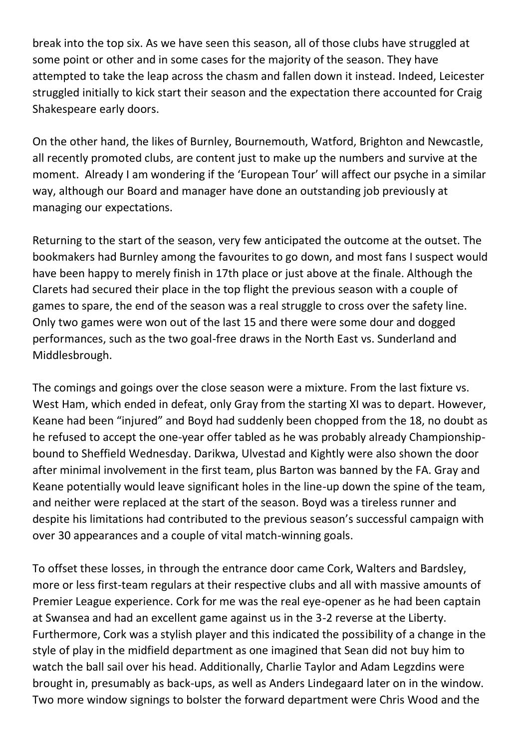break into the top six. As we have seen this season, all of those clubs have struggled at some point or other and in some cases for the majority of the season. They have attempted to take the leap across the chasm and fallen down it instead. Indeed, Leicester struggled initially to kick start their season and the expectation there accounted for Craig Shakespeare early doors.

On the other hand, the likes of Burnley, Bournemouth, Watford, Brighton and Newcastle, all recently promoted clubs, are content just to make up the numbers and survive at the moment. Already I am wondering if the 'European Tour' will affect our psyche in a similar way, although our Board and manager have done an outstanding job previously at managing our expectations.

Returning to the start of the season, very few anticipated the outcome at the outset. The bookmakers had Burnley among the favourites to go down, and most fans I suspect would have been happy to merely finish in 17th place or just above at the finale. Although the Clarets had secured their place in the top flight the previous season with a couple of games to spare, the end of the season was a real struggle to cross over the safety line. Only two games were won out of the last 15 and there were some dour and dogged performances, such as the two goal-free draws in the North East vs. Sunderland and Middlesbrough.

The comings and goings over the close season were a mixture. From the last fixture vs. West Ham, which ended in defeat, only Gray from the starting XI was to depart. However, Keane had been "injured" and Boyd had suddenly been chopped from the 18, no doubt as he refused to accept the one-year offer tabled as he was probably already Championship-bound to Sheffield Wednesday. Darikwa, Ulvestad and Kightly were also shown the door after minimal involvement in the first team, plus Barton was banned by the FA. Gray and Keane potentially would leave significant holes in the line-up down the spine of the team, and neither were replaced at the start of the season. Boyd was a tireless runner and despite his limitations had contributed to the previous season's successful campaign with over 30 appearances and a couple of vital match-winning goals.

To offset these losses, in through the entrance door came Cork, Walters and Bardsley, more or less first-team regulars at their respective clubs and all with massive amounts of Premier League experience. Cork for me was the real eye-opener as he had been captain at Swansea and had an excellent game against us in the 3-2 reverse at the Liberty. Furthermore, Cork was a stylish player and this indicated the possibility of a change in the style of play in the midfield department as one imagined that Sean did not buy him to watch the ball sail over his head. Additionally, Charlie Taylor and Adam Legzdins were brought in, presumably as back-ups, as well as Anders Lindegaard later on in the window. Two more window signings to bolster the forward department were Chris Wood and the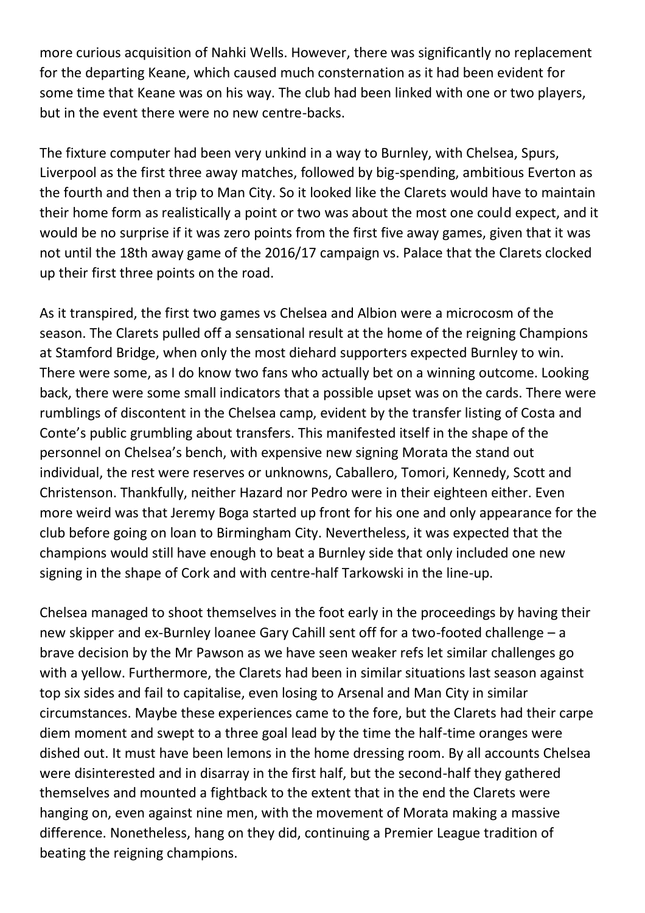more curious acquisition of Nahki Wells. However, there was significantly no replacement for the departing Keane, which caused much consternation as it had been evident for some time that Keane was on his way. The club had been linked with one or two players, but in the event there were no new centre-backs.

The fixture computer had been very unkind in a way to Burnley, with Chelsea, Spurs, Liverpool as the first three away matches, followed by big-spending, ambitious Everton as the fourth and then a trip to Man City. So it looked like the Clarets would have to maintain their home form as realistically a point or two was about the most one could expect, and it would be no surprise if it was zero points from the first five away games, given that it was not until the 18th away game of the 2016/17 campaign vs. Palace that the Clarets clocked up their first three points on the road.

As it transpired, the first two games vs Chelsea and Albion were a microcosm of the season. The Clarets pulled off a sensational result at the home of the reigning Champions at Stamford Bridge, when only the most diehard supporters expected Burnley to win. There were some, as I do know two fans who actually bet on a winning outcome. Looking back, there were some small indicators that a possible upset was on the cards. There were rumblings of discontent in the Chelsea camp, evident by the transfer listing of Costa and Conte's public grumbling about transfers. This manifested itself in the shape of the personnel on Chelsea's bench, with expensive new signing Morata the stand out individual, the rest were reserves or unknowns, Caballero, Tomori, Kennedy, Scott and Christenson. Thankfully, neither Hazard nor Pedro were in their eighteen either. Even more weird was that Jeremy Boga started up front for his one and only appearance for the club before going on loan to Birmingham City. Nevertheless, it was expected that the champions would still have enough to beat a Burnley side that only included one new signing in the shape of Cork and with centre-half Tarkowski in the line-up.

Chelsea managed to shoot themselves in the foot early in the proceedings by having their new skipper and ex-Burnley loanee Gary Cahill sent off for a two-footed challenge – a brave decision by the Mr Pawson as we have seen weaker refs let similar challenges go with a yellow. Furthermore, the Clarets had been in similar situations last season against top six sides and fail to capitalise, even losing to Arsenal and Man City in similar circumstances. Maybe these experiences came to the fore, but the Clarets had their carpe diem moment and swept to a three goal lead by the time the half-time oranges were dished out. It must have been lemons in the home dressing room. By all accounts Chelsea were disinterested and in disarray in the first half, but the second-half they gathered themselves and mounted a fightback to the extent that in the end the Clarets were hanging on, even against nine men, with the movement of Morata making a massive difference. Nonetheless, hang on they did, continuing a Premier League tradition of beating the reigning champions.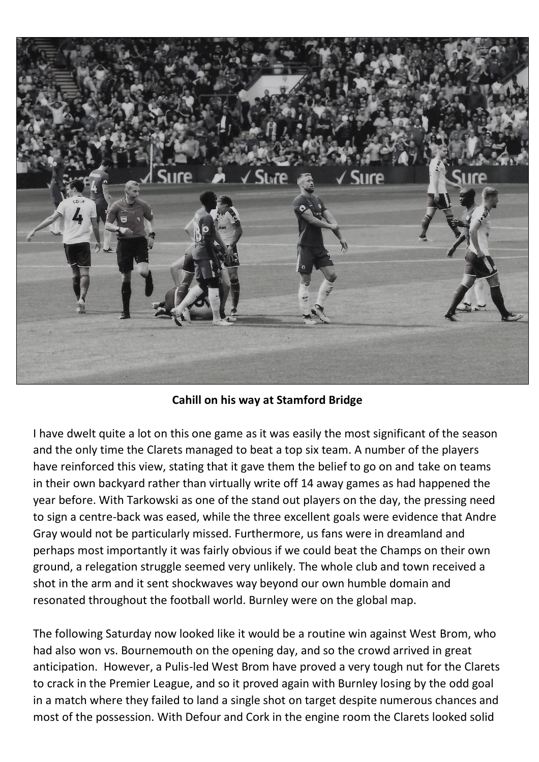**Cahill on his way at Stamford Bridge**

I have dwelt quite a lot on this one game as it was easily the most significant of the season and the only time the Clarets managed to beat a top six team. A number of the players have reinforced this view, stating that it gave them the belief to go on and take on teams in their own backyard rather than virtually write off 14 away games as had happened the year before. With Tarkowski as one of the stand out players on the day, the pressing need to sign a centre-back was eased, while the three excellent goals were evidence that Andre Gray would not be particularly missed. Furthermore, us fans were in dreamland and perhaps most importantly it was fairly obvious if we could beat the Champs on their own ground, a relegation struggle seemed very unlikely. The whole club and town received a shot in the arm and it sent shockwaves way beyond our own humble domain and resonated throughout the football world. Burnley were on the global map.

The following Saturday now looked like it would be a routine win against West Brom, who had also won vs. Bournemouth on the opening day, and so the crowd arrived in great anticipation. However, a Pulis-led West Brom have proved a very tough nut for the Clarets to crack in the Premier League, and so it proved again with Burnley losing by the odd goal in a match where they failed to land a single shot on target despite numerous chances and most of the possession. With Defour and Cork in the engine room the Clarets looked solid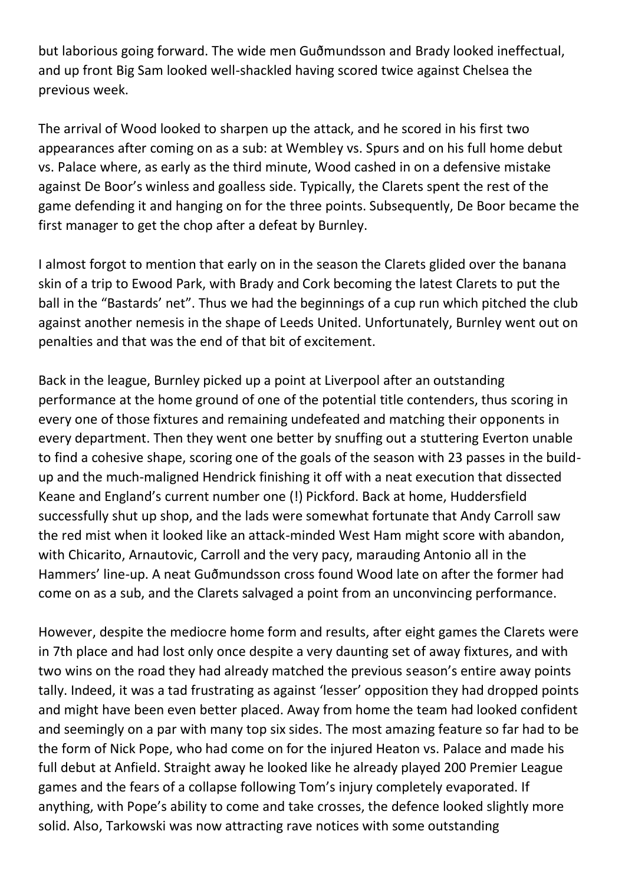but laborious going forward. The wide men Guðmundsson and Brady looked ineffectual, and up front Big Sam looked well-shackled having scored twice against Chelsea the previous week.

The arrival of Wood looked to sharpen up the attack, and he scored in his first two appearances after coming on as a sub: at Wembley vs. Spurs and on his full home debut vs. Palace where, as early as the third minute, Wood cashed in on a defensive mistake against De Boor's winless and goalless side. Typically, the Clarets spent the rest of the game defending it and hanging on for the three points. Subsequently, De Boor became the first manager to get the chop after a defeat by Burnley.

I almost forgot to mention that early on in the season the Clarets glided over the banana skin of a trip to Ewood Park, with Brady and Cork becoming the latest Clarets to put the ball in the "Bastards' net". Thus we had the beginnings of a cup run which pitched the club against another nemesis in the shape of Leeds United. Unfortunately, Burnley went out on penalties and that was the end of that bit of excitement.

Back in the league, Burnley picked up a point at Liverpool after an outstanding performance at the home ground of one of the potential title contenders, thus scoring in every one of those fixtures and remaining undefeated and matching their opponents in every department. Then they went one better by snuffing out a stuttering Everton unable to find a cohesive shape, scoring one of the goals of the season with 23 passes in the build-up and the much-maligned Hendrick finishing it off with a neat execution that dissected Keane and England's current number one (!) Pickford. Back at home, Huddersfield successfully shut up shop, and the lads were somewhat fortunate that Andy Carroll saw the red mist when it looked like an attack-minded West Ham might score with abandon, with Chicarito, Arnautovic, Carroll and the very pacy, marauding Antonio all in the Hammers' line-up. A neat Guðmundsson cross found Wood late on after the former had come on as a sub, and the Clarets salvaged a point from an unconvincing performance.

However, despite the mediocre home form and results, after eight games the Clarets were in 7th place and had lost only once despite a very daunting set of away fixtures, and with two wins on the road they had already matched the previous season's entire away points tally. Indeed, it was a tad frustrating as against 'lesser' opposition they had dropped points and might have been even better placed. Away from home the team had looked confident and seemingly on a par with many top six sides. The most amazing feature so far had to be the form of Nick Pope, who had come on for the injured Heaton vs. Palace and made his full debut at Anfield. Straight away he looked like he already played 200 Premier League games and the fears of a collapse following Tom's injury completely evaporated. If anything, with Pope's ability to come and take crosses, the defence looked slightly more solid. Also, Tarkowski was now attracting rave notices with some outstanding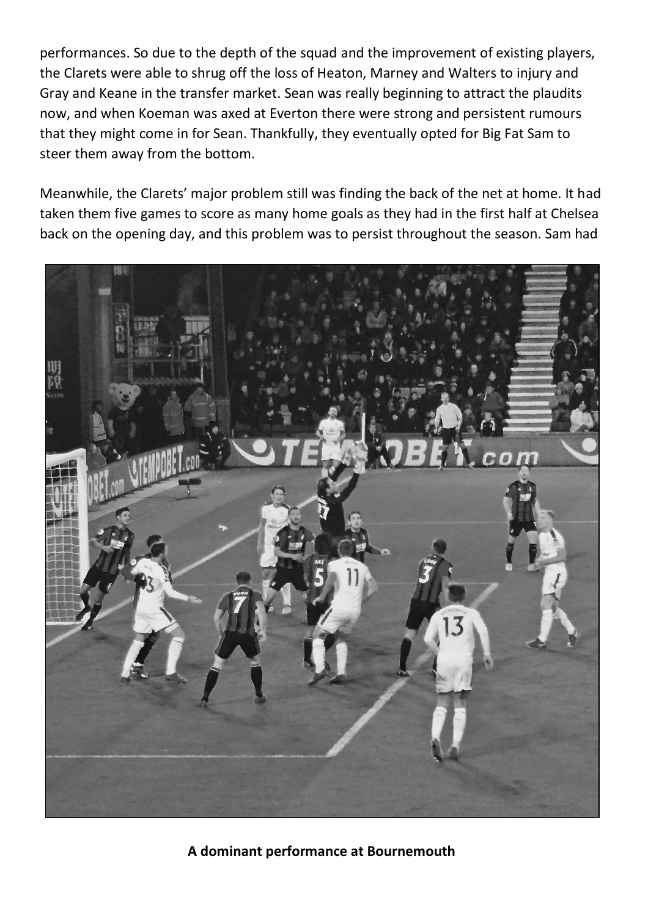performances. So due to the depth of the squad and the improvement of existing players, the Clarets were able to shrug off the loss of Heaton, Marney and Walters to injury and Gray and Keane in the transfer market. Sean was really beginning to attract the plaudits now, and when Koeman was axed at Everton there were strong and persistent rumours that they might come in for Sean. Thankfully, they eventually opted for Big Fat Sam to steer them away from the bottom.

Meanwhile, the Clarets' major problem still was finding the back of the net at home. It had taken them five games to score as many home goals as they had in the first half at Chelsea back on the opening day, and this problem was to persist throughout the season. Sam had

**A dominant performance at Bournemouth**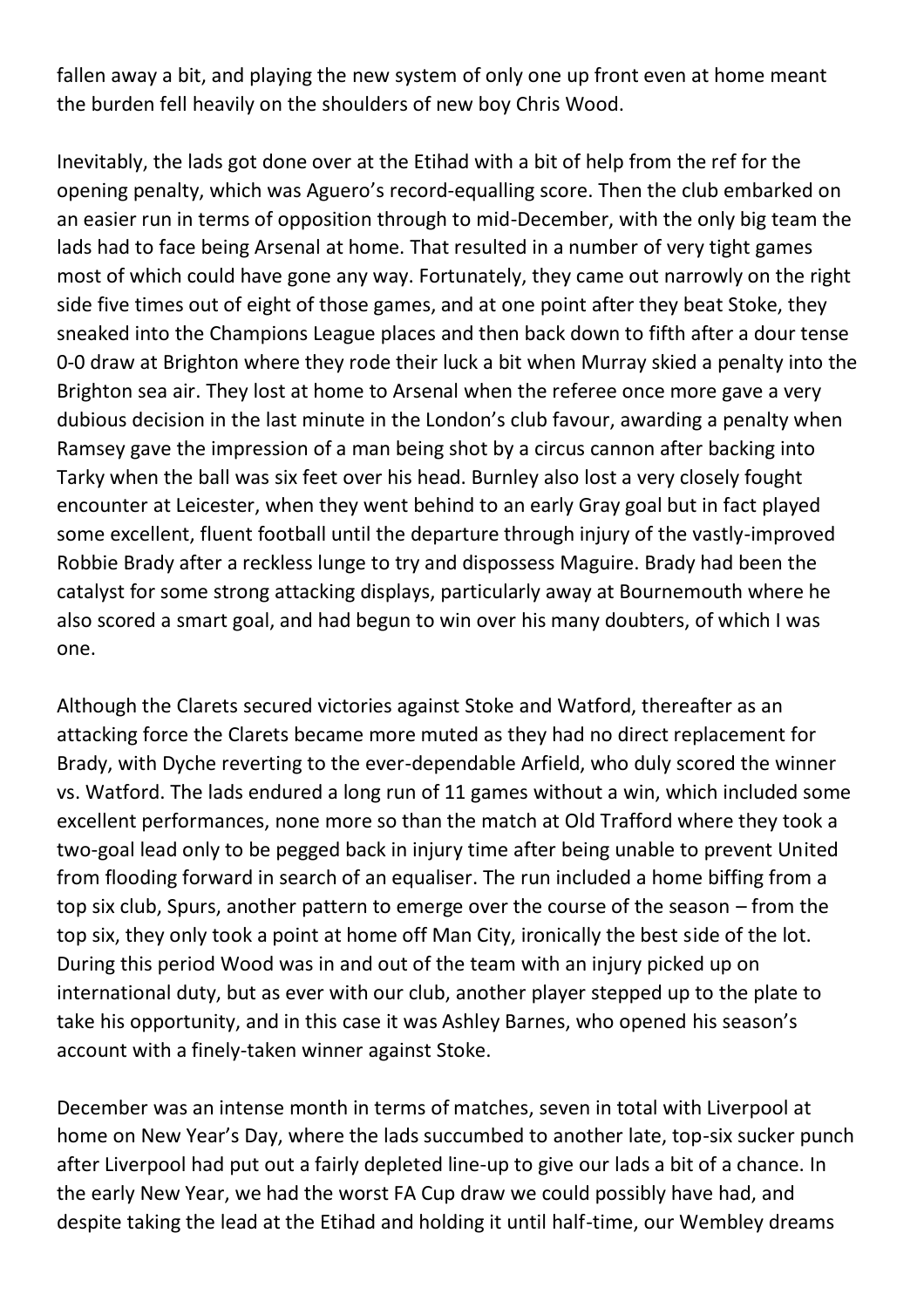fallen away a bit, and playing the new system of only one up front even at home meant the burden fell heavily on the shoulders of new boy Chris Wood.

Inevitably, the lads got done over at the Etihad with a bit of help from the ref for the opening penalty, which was Aguero's record-equalling score. Then the club embarked on an easier run in terms of opposition through to mid-December, with the only big team the lads had to face being Arsenal at home. That resulted in a number of very tight games most of which could have gone any way. Fortunately, they came out narrowly on the right side five times out of eight of those games, and at one point after they beat Stoke, they sneaked into the Champions League places and then back down to fifth after a dour tense 0-0 draw at Brighton where they rode their luck a bit when Murray skied a penalty into the Brighton sea air. They lost at home to Arsenal when the referee once more gave a very dubious decision in the last minute in the London's club favour, awarding a penalty when Ramsey gave the impression of a man being shot by a circus cannon after backing into Tarky when the ball was six feet over his head. Burnley also lost a very closely fought encounter at Leicester, when they went behind to an early Gray goal but in fact played some excellent, fluent football until the departure through injury of the vastly-improved Robbie Brady after a reckless lunge to try and dispossess Maguire. Brady had been the catalyst for some strong attacking displays, particularly away at Bournemouth where he also scored a smart goal, and had begun to win over his many doubters, of which I was one.

Although the Clarets secured victories against Stoke and Watford, thereafter as an attacking force the Clarets became more muted as they had no direct replacement for Brady, with Dyche reverting to the ever-dependable Arfield, who duly scored the winner vs. Watford. The lads endured a long run of 11 games without a win, which included some excellent performances, none more so than the match at Old Trafford where they took a two-goal lead only to be pegged back in injury time after being unable to prevent United from flooding forward in search of an equaliser. The run included a home biffing from a top six club, Spurs, another pattern to emerge over the course of the season – from the top six, they only took a point at home off Man City, ironically the best side of the lot. During this period Wood was in and out of the team with an injury picked up on international duty, but as ever with our club, another player stepped up to the plate to take his opportunity, and in this case it was Ashley Barnes, who opened his season's account with a finely-taken winner against Stoke.

December was an intense month in terms of matches, seven in total with Liverpool at home on New Year's Day, where the lads succumbed to another late, top-six sucker punch after Liverpool had put out a fairly depleted line-up to give our lads a bit of a chance. In the early New Year, we had the worst FA Cup draw we could possibly have had, and despite taking the lead at the Etihad and holding it until half-time, our Wembley dreams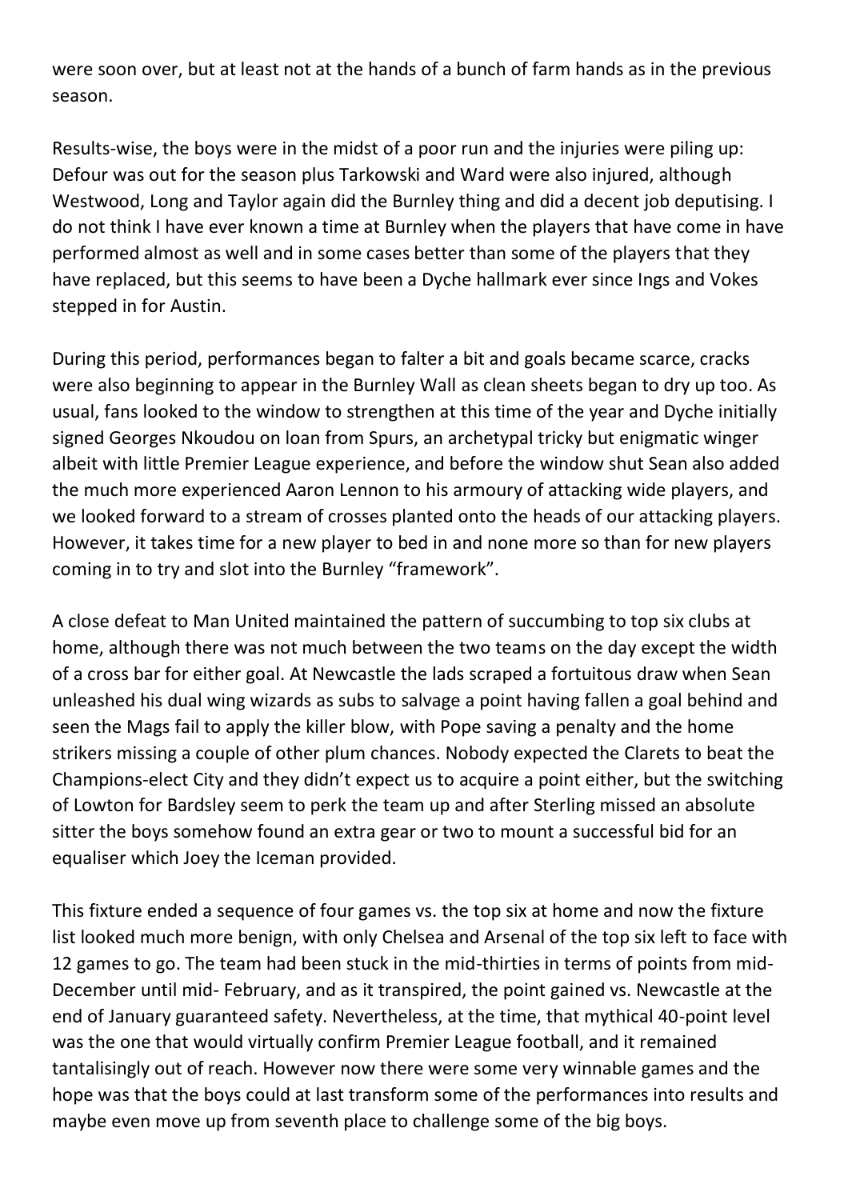were soon over, but at least not at the hands of a bunch of farm hands as in the previous season.

Results-wise, the boys were in the midst of a poor run and the injuries were piling up: Defour was out for the season plus Tarkowski and Ward were also injured, although Westwood, Long and Taylor again did the Burnley thing and did a decent job deputising. I do not think I have ever known a time at Burnley when the players that have come in have performed almost as well and in some cases better than some of the players that they have replaced, but this seems to have been a Dyche hallmark ever since Ings and Vokes stepped in for Austin.

During this period, performances began to falter a bit and goals became scarce, cracks were also beginning to appear in the Burnley Wall as clean sheets began to dry up too. As usual, fans looked to the window to strengthen at this time of the year and Dyche initially signed Georges Nkoudou on loan from Spurs, an archetypal tricky but enigmatic winger albeit with little Premier League experience, and before the window shut Sean also added the much more experienced Aaron Lennon to his armoury of attacking wide players, and we looked forward to a stream of crosses planted onto the heads of our attacking players. However, it takes time for a new player to bed in and none more so than for new players coming in to try and slot into the Burnley "framework".

A close defeat to Man United maintained the pattern of succumbing to top six clubs at home, although there was not much between the two teams on the day except the width of a cross bar for either goal. At Newcastle the lads scraped a fortuitous draw when Sean unleashed his dual wing wizards as subs to salvage a point having fallen a goal behind and seen the Mags fail to apply the killer blow, with Pope saving a penalty and the home strikers missing a couple of other plum chances. Nobody expected the Clarets to beat the Champions-elect City and they didn't expect us to acquire a point either, but the switching of Lowton for Bardsley seem to perk the team up and after Sterling missed an absolute sitter the boys somehow found an extra gear or two to mount a successful bid for an equaliser which Joey the Iceman provided.

This fixture ended a sequence of four games vs. the top six at home and now the fixture list looked much more benign, with only Chelsea and Arsenal of the top six left to face with 12 games to go. The team had been stuck in the mid-thirties in terms of points from mid-December until mid- February, and as it transpired, the point gained vs. Newcastle at the end of January guaranteed safety. Nevertheless, at the time, that mythical 40-point level was the one that would virtually confirm Premier League football, and it remained tantalisingly out of reach. However now there were some very winnable games and the hope was that the boys could at last transform some of the performances into results and maybe even move up from seventh place to challenge some of the big boys.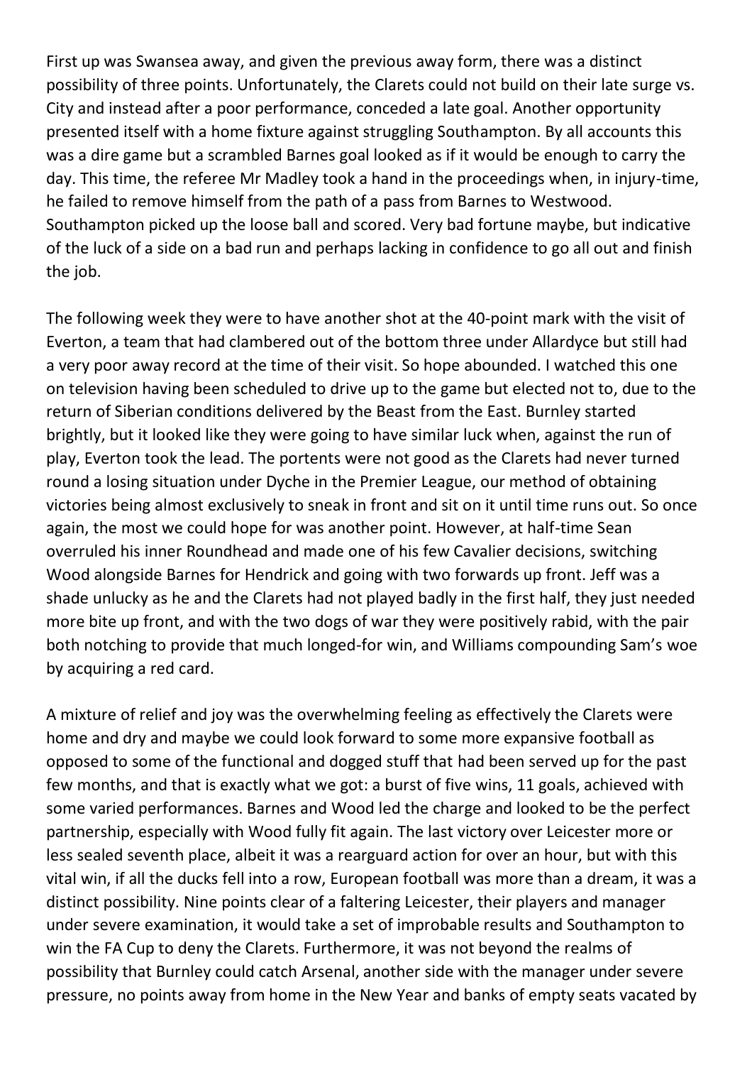First up was Swansea away, and given the previous away form, there was a distinct possibility of three points. Unfortunately, the Clarets could not build on their late surge vs. City and instead after a poor performance, conceded a late goal. Another opportunity presented itself with a home fixture against struggling Southampton. By all accounts this was a dire game but a scrambled Barnes goal looked as if it would be enough to carry the day. This time, the referee Mr Madley took a hand in the proceedings when, in injury-time, he failed to remove himself from the path of a pass from Barnes to Westwood. Southampton picked up the loose ball and scored. Very bad fortune maybe, but indicative of the luck of a side on a bad run and perhaps lacking in confidence to go all out and finish the job.

The following week they were to have another shot at the 40-point mark with the visit of Everton, a team that had clambered out of the bottom three under Allardyce but still had a very poor away record at the time of their visit. So hope abounded. I watched this one on television having been scheduled to drive up to the game but elected not to, due to the return of Siberian conditions delivered by the Beast from the East. Burnley started brightly, but it looked like they were going to have similar luck when, against the run of play, Everton took the lead. The portents were not good as the Clarets had never turned round a losing situation under Dyche in the Premier League, our method of obtaining victories being almost exclusively to sneak in front and sit on it until time runs out. So once again, the most we could hope for was another point. However, at half-time Sean overruled his inner Roundhead and made one of his few Cavalier decisions, switching Wood alongside Barnes for Hendrick and going with two forwards up front. Jeff was a shade unlucky as he and the Clarets had not played badly in the first half, they just needed more bite up front, and with the two dogs of war they were positively rabid, with the pair both notching to provide that much longed-for win, and Williams compounding Sam's woe by acquiring a red card.

A mixture of relief and joy was the overwhelming feeling as effectively the Clarets were home and dry and maybe we could look forward to some more expansive football as opposed to some of the functional and dogged stuff that had been served up for the past few months, and that is exactly what we got: a burst of five wins, 11 goals, achieved with some varied performances. Barnes and Wood led the charge and looked to be the perfect partnership, especially with Wood fully fit again. The last victory over Leicester more or less sealed seventh place, albeit it was a rearguard action for over an hour, but with this vital win, if all the ducks fell into a row, European football was more than a dream, it was a distinct possibility. Nine points clear of a faltering Leicester, their players and manager under severe examination, it would take a set of improbable results and Southampton to win the FA Cup to deny the Clarets. Furthermore, it was not beyond the realms of possibility that Burnley could catch Arsenal, another side with the manager under severe pressure, no points away from home in the New Year and banks of empty seats vacated by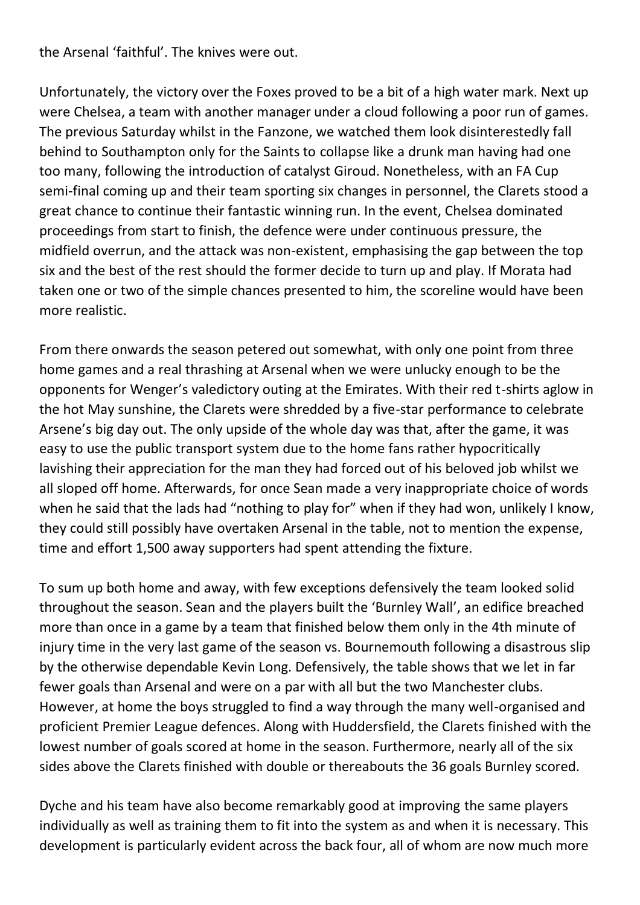the Arsenal 'faithful'. The knives were out.

Unfortunately, the victory over the Foxes proved to be a bit of a high water mark. Next up were Chelsea, a team with another manager under a cloud following a poor run of games. The previous Saturday whilst in the Fanzone, we watched them look disinterestedly fall behind to Southampton only for the Saints to collapse like a drunk man having had one too many, following the introduction of catalyst Giroud. Nonetheless, with an FA Cup semi-final coming up and their team sporting six changes in personnel, the Clarets stood a great chance to continue their fantastic winning run. In the event, Chelsea dominated proceedings from start to finish, the defence were under continuous pressure, the midfield overrun, and the attack was non-existent, emphasising the gap between the top six and the best of the rest should the former decide to turn up and play. If Morata had taken one or two of the simple chances presented to him, the scoreline would have been more realistic.

From there onwards the season petered out somewhat, with only one point from three home games and a real thrashing at Arsenal when we were unlucky enough to be the opponents for Wenger's valedictory outing at the Emirates. With their red t-shirts aglow in the hot May sunshine, the Clarets were shredded by a five-star performance to celebrate Arsene's big day out. The only upside of the whole day was that, after the game, it was easy to use the public transport system due to the home fans rather hypocritically lavishing their appreciation for the man they had forced out of his beloved job whilst we all sloped off home. Afterwards, for once Sean made a very inappropriate choice of words when he said that the lads had "nothing to play for" when if they had won, unlikely I know, they could still possibly have overtaken Arsenal in the table, not to mention the expense, time and effort 1,500 away supporters had spent attending the fixture.

To sum up both home and away, with few exceptions defensively the team looked solid throughout the season. Sean and the players built the 'Burnley Wall', an edifice breached more than once in a game by a team that finished below them only in the 4th minute of injury time in the very last game of the season vs. Bournemouth following a disastrous slip by the otherwise dependable Kevin Long. Defensively, the table shows that we let in far fewer goals than Arsenal and were on a par with all but the two Manchester clubs. However, at home the boys struggled to find a way through the many well-organised and proficient Premier League defences. Along with Huddersfield, the Clarets finished with the lowest number of goals scored at home in the season. Furthermore, nearly all of the six sides above the Clarets finished with double or thereabouts the 36 goals Burnley scored.

Dyche and his team have also become remarkably good at improving the same players individually as well as training them to fit into the system as and when it is necessary. This development is particularly evident across the back four, all of whom are now much more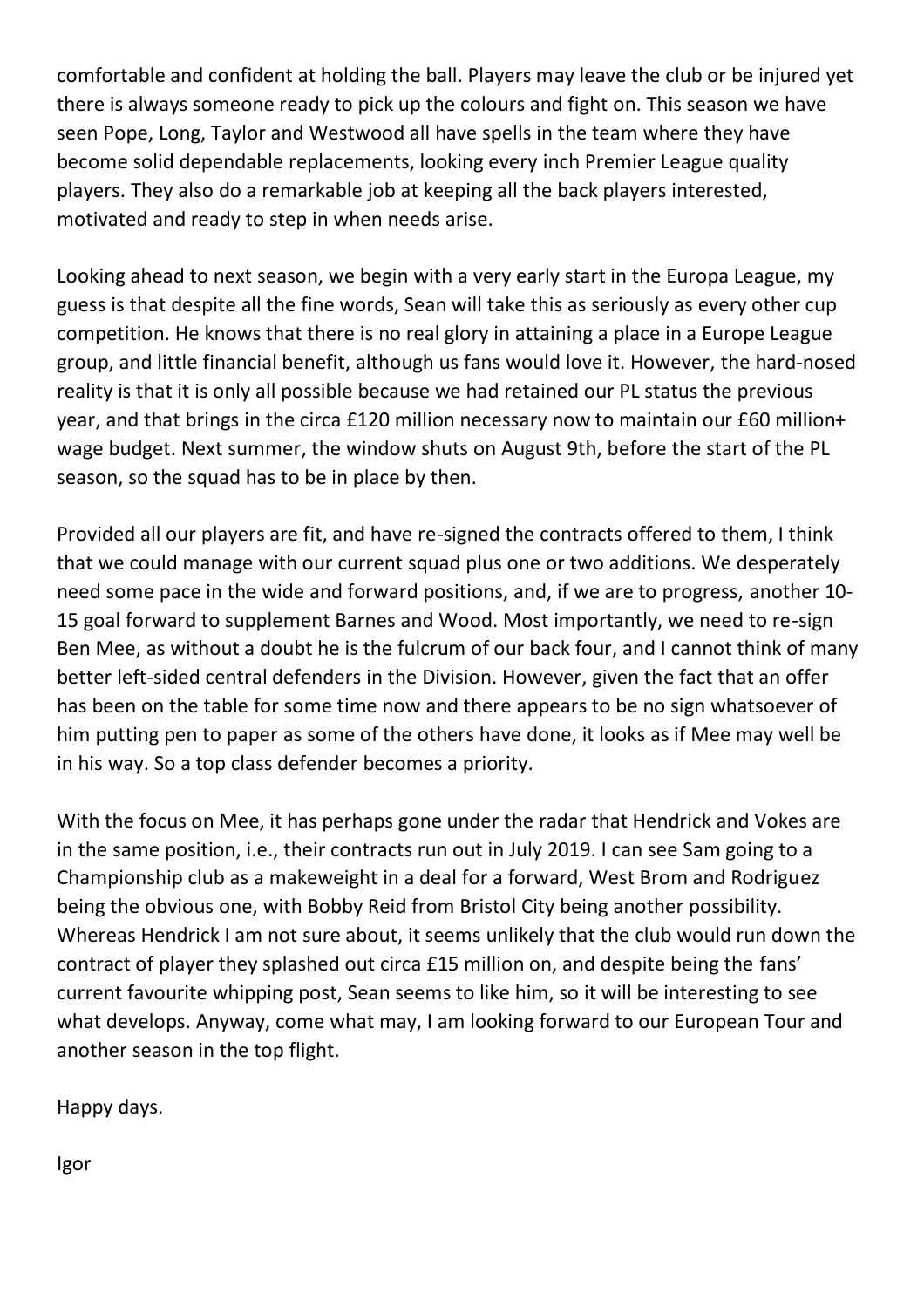comfortable and confident at holding the ball. Players may leave the club or be injured yet there is always someone ready to pick up the colours and fight on. This season we have seen Pope, Long, Taylor and Westwood all have spells in the team where they have become solid dependable replacements, looking every inch Premier League quality players. They also do a remarkable job at keeping all the back players interested, motivated and ready to step in when needs arise.

Looking ahead to next season, we begin with a very early start in the Europa League, my guess is that despite all the fine words, Sean will take this as seriously as every other cup competition. He knows that there is no real glory in attaining a place in a Europe League group, and little financial benefit, although us fans would love it. However, the hard-nosed reality is that it is only all possible because we had retained our PL status the previous year, and that brings in the circa £120 million necessary now to maintain our £60 million+ wage budget. Next summer, the window shuts on August 9th, before the start of the PL season, so the squad has to be in place by then.

Provided all our players are fit, and have re-signed the contracts offered to them, I think that we could manage with our current squad plus one or two additions. We desperately need some pace in the wide and forward positions, and, if we are to progress, another 10-15 goal forward to supplement Barnes and Wood. Most importantly, we need to re-sign Ben Mee, as without a doubt he is the fulcrum of our back four, and I cannot think of many better left-sided central defenders in the Division. However, given the fact that an offer has been on the table for some time now and there appears to be no sign whatsoever of him putting pen to paper as some of the others have done, it looks as if Mee may well be in his way. So a top class defender becomes a priority.

With the focus on Mee, it has perhaps gone under the radar that Hendrick and Vokes are in the same position, i.e., their contracts run out in July 2019. I can see Sam going to a Championship club as a makeweight in a deal for a forward, West Brom and Rodriguez being the obvious one, with Bobby Reid from Bristol City being another possibility. Whereas Hendrick I am not sure about, it seems unlikely that the club would run down the contract of player they splashed out circa £15 million on, and despite being the fans' current favourite whipping post, Sean seems to like him, so it will be interesting to see what develops. Anyway, come what may, I am looking forward to our European Tour and another season in the top flight.

Happy days.

Igor